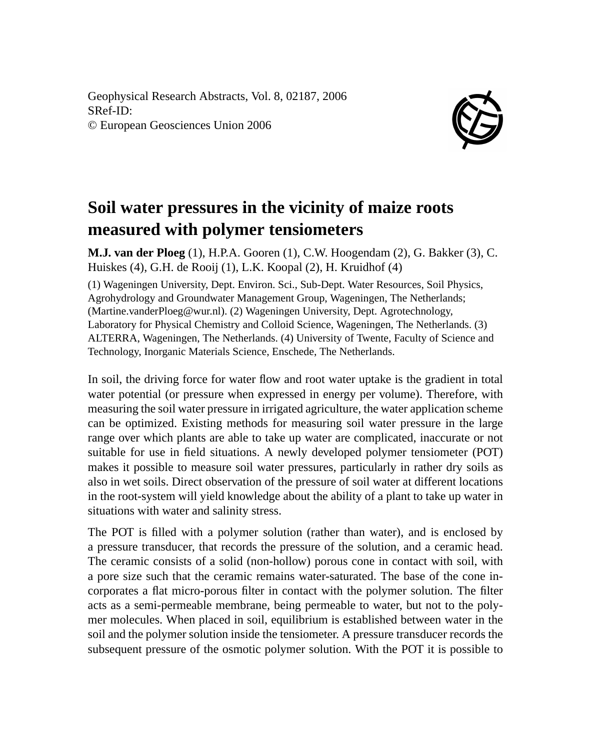Geophysical Research Abstracts, Vol. 8, 02187, 2006
SRef-ID:
© European Geosciences Union 2006

# Soil water pressures in the vicinity of maize roots measured with polymer tensiometers

**M.J. van der Ploeg** (1), H.P.A. Gooren (1), C.W. Hoogendam (2), G. Bakker (3), C. Huiskes (4), G.H. de Rooij (1), L.K. Koopal (2), H. Kruidhof (4)

(1) Wageningen University, Dept. Environ. Sci., Sub-Dept. Water Resources, Soil Physics, Agrohydrology and Groundwater Management Group, Wageningen, The Netherlands; (Martine.vanderPloeg@wur.nl). (2) Wageningen University, Dept. Agrotechnology, Laboratory for Physical Chemistry and Colloid Science, Wageningen, The Netherlands. (3) ALTERRA, Wageningen, The Netherlands. (4) University of Twente, Faculty of Science and Technology, Inorganic Materials Science, Enschede, The Netherlands.

In soil, the driving force for water flow and root water uptake is the gradient in total water potential (or pressure when expressed in energy per volume). Therefore, with measuring the soil water pressure in irrigated agriculture, the water application scheme can be optimized. Existing methods for measuring soil water pressure in the large range over which plants are able to take up water are complicated, inaccurate or not suitable for use in field situations. A newly developed polymer tensiometer (POT) makes it possible to measure soil water pressures, particularly in rather dry soils as also in wet soils. Direct observation of the pressure of soil water at different locations in the root-system will yield knowledge about the ability of a plant to take up water in situations with water and salinity stress.

The POT is filled with a polymer solution (rather than water), and is enclosed by a pressure transducer, that records the pressure of the solution, and a ceramic head. The ceramic consists of a solid (non-hollow) porous cone in contact with soil, with a pore size such that the ceramic remains water-saturated. The base of the cone incorporates a flat micro-porous filter in contact with the polymer solution. The filter acts as a semi-permeable membrane, being permeable to water, but not to the polymer molecules. When placed in soil, equilibrium is established between water in the soil and the polymer solution inside the tensiometer. A pressure transducer records the subsequent pressure of the osmotic polymer solution. With the POT it is possible to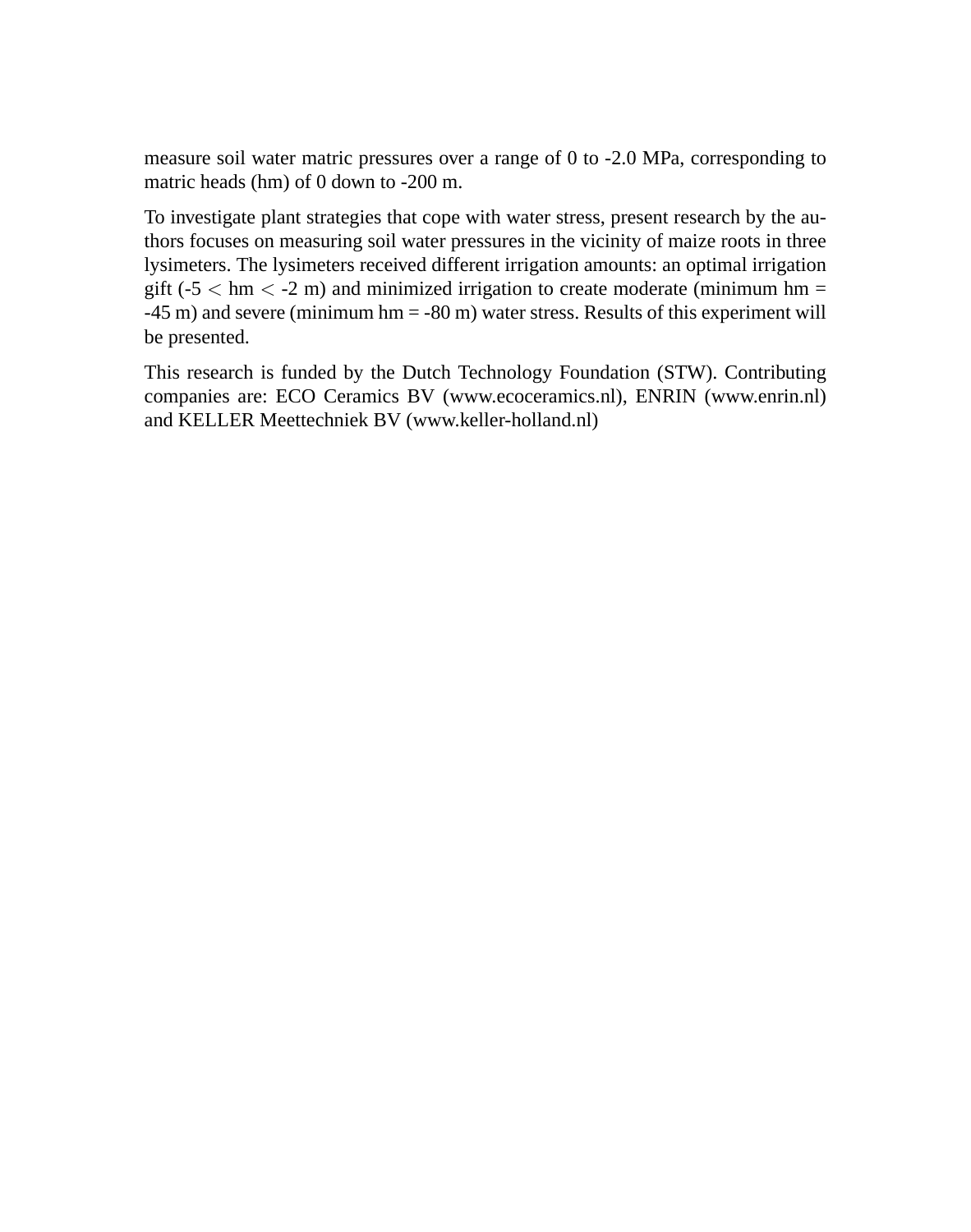measure soil water matric pressures over a range of 0 to -2.0 MPa, corresponding to matric heads (hm) of 0 down to -200 m.

To investigate plant strategies that cope with water stress, present research by the authors focuses on measuring soil water pressures in the vicinity of maize roots in three lysimeters. The lysimeters received different irrigation amounts: an optimal irrigation gift ($-5 < hm < -2$ m) and minimized irrigation to create moderate (minimum hm = -45 m) and severe (minimum hm = -80 m) water stress. Results of this experiment will be presented.

This research is funded by the Dutch Technology Foundation (STW). Contributing companies are: ECO Ceramics BV (www.ecoceramics.nl), ENRIN (www.enrin.nl) and KELLER Meettechniek BV (www.keller-holland.nl)